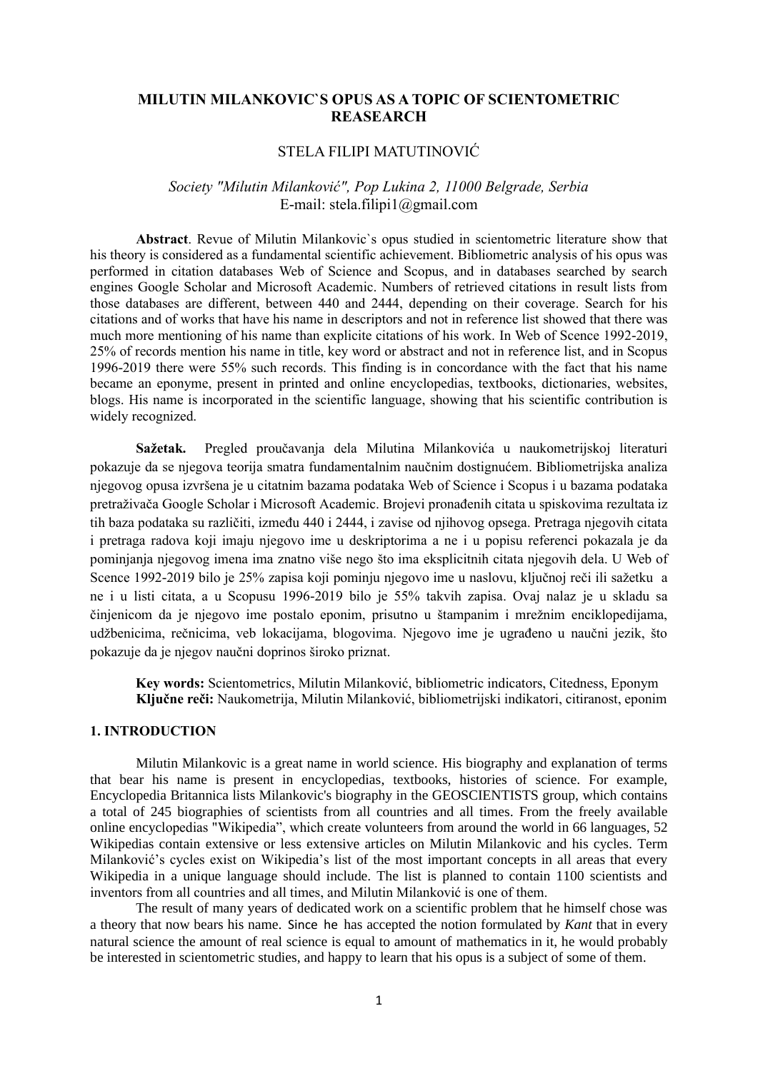# MILUTIN MILANKOVIC`S OPUS AS A TOPIC OF SCIENTOMETRIC REASEARCH

STELA FILIPI MATUTINOVIĆ

*Society "Milutin Milanković", Pop Lukina 2, 11000 Belgrade, Serbia*
E-mail: stela.filipi1@gmail.com

**Abstract**. Revue of Milutin Milankovic`s opus studied in scientometric literature show that his theory is considered as a fundamental scientific achievement. Bibliometric analysis of his opus was performed in citation databases Web of Science and Scopus, and in databases searched by search engines Google Scholar and Microsoft Academic. Numbers of retrieved citations in result lists from those databases are different, between 440 and 2444, depending on their coverage. Search for his citations and of works that have his name in descriptors and not in reference list showed that there was much more mentioning of his name than explicite citations of his work. In Web of Scence 1992-2019, 25% of records mention his name in title, key word or abstract and not in reference list, and in Scopus 1996-2019 there were 55% such records. This finding is in concordance with the fact that his name became an eponyme, present in printed and online encyclopedias, textbooks, dictionaries, websites, blogs. His name is incorporated in the scientific language, showing that his scientific contribution is widely recognized.

**Sažetak.** Pregled proučavanja dela Milutina Milankovića u naukometrijskoj literaturi pokazuje da se njegova teorija smatra fundamentalnim naučnim dostignućem. Bibliometrijska analiza njegovog opusa izvršena je u citatnim bazama podataka Web of Science i Scopus i u bazama podataka pretraživača Google Scholar i Microsoft Academic. Brojevi pronađenih citata u spiskovima rezultata iz tih baza podataka su različiti, između 440 i 2444, i zavise od njihovog opsega. Pretraga njegovih citata i pretraga radova koji imaju njegovo ime u deskriptorima a ne i u popisu referenci pokazala je da pominjanja njegovog imena ima znatno više nego što ima eksplicitnih citata njegovih dela. U Web of Scence 1992-2019 bilo je 25% zapisa koji pominju njegovo ime u naslovu, ključnoj reči ili sažetku a ne i u listi citata, a u Scopusu 1996-2019 bilo je 55% takvih zapisa. Ovaj nalaz je u skladu sa činjenicom da je njegovo ime postalo eponim, prisutno u štampanim i mrežnim enciklopedijama, udžbenicima, rečnicima, veb lokacijama, blogovima. Njegovo ime je ugrađeno u naučni jezik, što pokazuje da je njegov naučni doprinos široko priznat.

**Key words:** Scientometrics, Milutin Milanković, bibliometric indicators, Citedness, Eponym
**Ključne reči:** Naukometrija, Milutin Milanković, bibliometrijski indikatori, citiranost, eponim

## 1. INTRODUCTION

Milutin Milankovic is a great name in world science. His biography and explanation of terms that bear his name is present in encyclopedias, textbooks, histories of science. For example, Encyclopedia Britannica lists Milankovic's biography in the GEOSCIENTISTS group, which contains a total of 245 biographies of scientists from all countries and all times. From the freely available online encyclopedias "Wikipedia", which create volunteers from around the world in 66 languages, 52 Wikipedias contain extensive or less extensive articles on Milutin Milankovic and his cycles. Term Milanković's cycles exist on Wikipedia's list of the most important concepts in all areas that every Wikipedia in a unique language should include. The list is planned to contain 1100 scientists and inventors from all countries and all times, and Milutin Milanković is one of them.

The result of many years of dedicated work on a scientific problem that he himself chose was a theory that now bears his name. Since he has accepted the notion formulated by *Kant* that in every natural science the amount of real science is equal to amount of mathematics in it, he would probably be interested in scientometric studies, and happy to learn that his opus is a subject of some of them.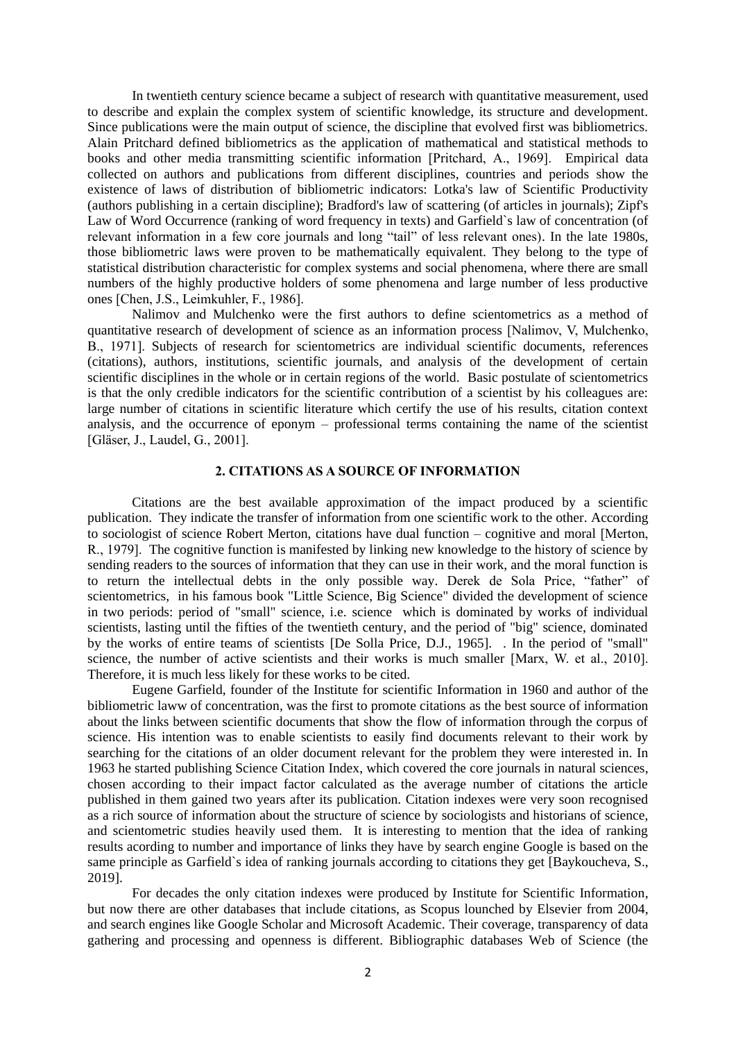In twentieth century science became a subject of research with quantitative measurement, used to describe and explain the complex system of scientific knowledge, its structure and development. Since publications were the main output of science, the discipline that evolved first was bibliometrics. Alain Pritchard defined bibliometrics as the application of mathematical and statistical methods to books and other media transmitting scientific information [Pritchard, A., 1969]. Empirical data collected on authors and publications from different disciplines, countries and periods show the existence of laws of distribution of bibliometric indicators: Lotka's law of Scientific Productivity (authors publishing in a certain discipline); Bradford's law of scattering (of articles in journals); Zipf's Law of Word Occurrence (ranking of word frequency in texts) and Garfield`s law of concentration (of relevant information in a few core journals and long "tail" of less relevant ones). In the late 1980s, those bibliometric laws were proven to be mathematically equivalent. They belong to the type of statistical distribution characteristic for complex systems and social phenomena, where there are small numbers of the highly productive holders of some phenomena and large number of less productive ones [Chen, J.S., Leimkuhler, F., 1986].

Nalimov and Mulchenko were the first authors to define scientometrics as a method of quantitative research of development of science as an information process [Nalimov, V, Mulchenko, B., 1971]. Subjects of research for scientometrics are individual scientific documents, references (citations), authors, institutions, scientific journals, and analysis of the development of certain scientific disciplines in the whole or in certain regions of the world. Basic postulate of scientometrics is that the only credible indicators for the scientific contribution of a scientist by his colleagues are: large number of citations in scientific literature which certify the use of his results, citation context analysis, and the occurrence of eponym – professional terms containing the name of the scientist [Gläser, J., Laudel, G., 2001].

## 2. CITATIONS AS A SOURCE OF INFORMATION

Citations are the best available approximation of the impact produced by a scientific publication. They indicate the transfer of information from one scientific work to the other. According to sociologist of science Robert Merton, citations have dual function – cognitive and moral [Merton, R., 1979]. The cognitive function is manifested by linking new knowledge to the history of science by sending readers to the sources of information that they can use in their work, and the moral function is to return the intellectual debts in the only possible way. Derek de Sola Price, "father" of scientometrics, in his famous book "Little Science, Big Science" divided the development of science in two periods: period of "small" science, i.e. science which is dominated by works of individual scientists, lasting until the fifties of the twentieth century, and the period of "big" science, dominated by the works of entire teams of scientists [De Solla Price, D.J., 1965]. . In the period of "small" science, the number of active scientists and their works is much smaller [Marx, W. et al., 2010]. Therefore, it is much less likely for these works to be cited.

Eugene Garfield, founder of the Institute for scientific Information in 1960 and author of the bibliometric laww of concentration, was the first to promote citations as the best source of information about the links between scientific documents that show the flow of information through the corpus of science. His intention was to enable scientists to easily find documents relevant to their work by searching for the citations of an older document relevant for the problem they were interested in. In 1963 he started publishing Science Citation Index, which covered the core journals in natural sciences, chosen according to their impact factor calculated as the average number of citations the article published in them gained two years after its publication. Citation indexes were very soon recognised as a rich source of information about the structure of science by sociologists and historians of science, and scientometric studies heavily used them. It is interesting to mention that the idea of ranking results acording to number and importance of links they have by search engine Google is based on the same principle as Garfield`s idea of ranking journals according to citations they get [Baykoucheva, S., 2019].

For decades the only citation indexes were produced by Institute for Scientific Information, but now there are other databases that include citations, as Scopus lounched by Elsevier from 2004, and search engines like Google Scholar and Microsoft Academic. Their coverage, transparency of data gathering and processing and openness is different. Bibliographic databases Web of Science (the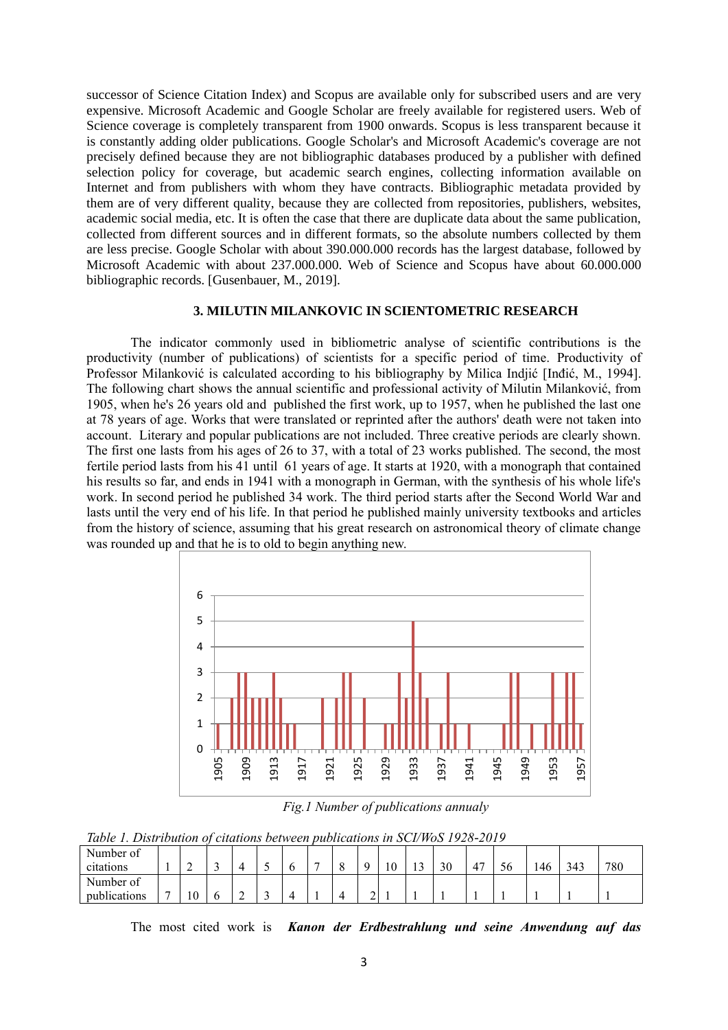successor of Science Citation Index) and Scopus are available only for subscribed users and are very expensive. Microsoft Academic and Google Scholar are freely available for registered users. Web of Science coverage is completely transparent from 1900 onwards. Scopus is less transparent because it is constantly adding older publications. Google Scholar's and Microsoft Academic's coverage are not precisely defined because they are not bibliographic databases produced by a publisher with defined selection policy for coverage, but academic search engines, collecting information available on Internet and from publishers with whom they have contracts. Bibliographic metadata provided by them are of very different quality, because they are collected from repositories, publishers, websites, academic social media, etc. It is often the case that there are duplicate data about the same publication, collected from different sources and in different formats, so the absolute numbers collected by them are less precise. Google Scholar with about 390.000.000 records has the largest database, followed by Microsoft Academic with about 237.000.000. Web of Science and Scopus have about 60.000.000 bibliographic records. [Gusenbauer, M., 2019].

## 3. MILUTIN MILANKOVIC IN SCIENTOMETRIC RESEARCH

The indicator commonly used in bibliometric analyse of scientific contributions is the productivity (number of publications) of scientists for a specific period of time. Productivity of Professor Milanković is calculated according to his bibliography by Milica Indjić [Inđić, M., 1994]. The following chart shows the annual scientific and professional activity of Milutin Milanković, from 1905, when he's 26 years old and published the first work, up to 1957, when he published the last one at 78 years of age. Works that were translated or reprinted after the authors' death were not taken into account. Literary and popular publications are not included. Three creative periods are clearly shown. The first one lasts from his ages of 26 to 37, with a total of 23 works published. The second, the most fertile period lasts from his 41 until 61 years of age. It starts at 1920, with a monograph that contained his results so far, and ends in 1941 with a monograph in German, with the synthesis of his whole life's work. In second period he published 34 work. The third period starts after the Second World War and lasts until the very end of his life. In that period he published mainly university textbooks and articles from the history of science, assuming that his great research on astronomical theory of climate change was rounded up and that he is to old to begin anything new.

*Fig.1 Number of publications annualy*

*Table 1. Distribution of citations between publications in SCI/WoS 1928-2019*

| Number of citations | 1 | 2 | 3 | 4 | 5 | 6 | 7 | 8 | 9 | 10 | 13 | 30 | 47 | 56 | 146 | 343 | 780 |
|---|---|---|---|---|---|---|---|---|---|---|---|---|---|---|---|---|---|
| Number of publications | 7 | 10 | 6 | 2 | 3 | 4 | 1 | 4 | 2 | 1 | 1 | 1 | 1 | 1 | 1 | 1 | 1 |

The most cited work is ***Kanon der Erdbestrahlung und seine Anwendung auf das***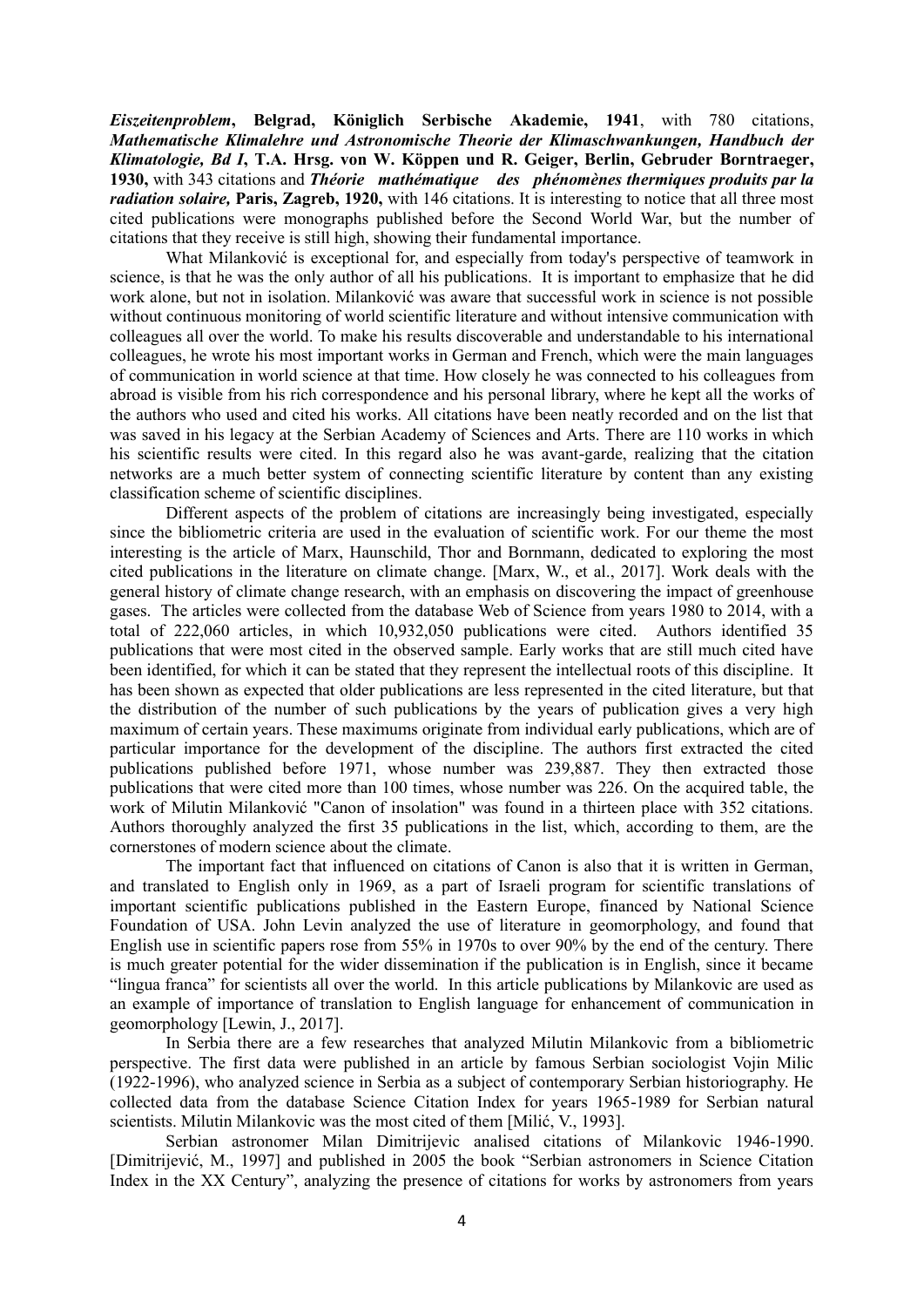***Eiszeitenproblem*, Belgrad, Königlich Serbische Akademie, 1941**, with 780 citations, ***Mathematische Klimalehre und Astronomische Theorie der Klimaschwankungen, Handbuch der Klimatologie, Bd I*, T.A. Hrsg. von W. Köppen und R. Geiger, Berlin, Gebruder Borntraeger, 1930,** with 343 citations and ***Théorie mathématique des phénomènes thermiques produits par la radiation solaire,* Paris, Zagreb, 1920,** with 146 citations. It is interesting to notice that all three most cited publications were monographs published before the Second World War, but the number of citations that they receive is still high, showing their fundamental importance.

What Milanković is exceptional for, and especially from today's perspective of teamwork in science, is that he was the only author of all his publications. It is important to emphasize that he did work alone, but not in isolation. Milanković was aware that successful work in science is not possible without continuous monitoring of world scientific literature and without intensive communication with colleagues all over the world. To make his results discoverable and understandable to his international colleagues, he wrote his most important works in German and French, which were the main languages of communication in world science at that time. How closely he was connected to his colleagues from abroad is visible from his rich correspondence and his personal library, where he kept all the works of the authors who used and cited his works. All citations have been neatly recorded and on the list that was saved in his legacy at the Serbian Academy of Sciences and Arts. There are 110 works in which his scientific results were cited. In this regard also he was avant-garde, realizing that the citation networks are a much better system of connecting scientific literature by content than any existing classification scheme of scientific disciplines.

Different aspects of the problem of citations are increasingly being investigated, especially since the bibliometric criteria are used in the evaluation of scientific work. For our theme the most interesting is the article of Marx, Haunschild, Thor and Bornmann, dedicated to exploring the most cited publications in the literature on climate change. [Marx, W., et al., 2017]. Work deals with the general history of climate change research, with an emphasis on discovering the impact of greenhouse gases. The articles were collected from the database Web of Science from years 1980 to 2014, with a total of 222,060 articles, in which 10,932,050 publications were cited. Authors identified 35 publications that were most cited in the observed sample. Early works that are still much cited have been identified, for which it can be stated that they represent the intellectual roots of this discipline. It has been shown as expected that older publications are less represented in the cited literature, but that the distribution of the number of such publications by the years of publication gives a very high maximum of certain years. These maximums originate from individual early publications, which are of particular importance for the development of the discipline. The authors first extracted the cited publications published before 1971, whose number was 239,887. They then extracted those publications that were cited more than 100 times, whose number was 226. On the acquired table, the work of Milutin Milanković "Canon of insolation" was found in a thirteen place with 352 citations. Authors thoroughly analyzed the first 35 publications in the list, which, according to them, are the cornerstones of modern science about the climate.

The important fact that influenced on citations of Canon is also that it is written in German, and translated to English only in 1969, as a part of Israeli program for scientific translations of important scientific publications published in the Eastern Europe, financed by National Science Foundation of USA. John Levin analyzed the use of literature in geomorphology, and found that English use in scientific papers rose from 55% in 1970s to over 90% by the end of the century. There is much greater potential for the wider dissemination if the publication is in English, since it became "lingua franca" for scientists all over the world. In this article publications by Milankovic are used as an example of importance of translation to English language for enhancement of communication in geomorphology [Lewin, J., 2017].

In Serbia there are a few researches that analyzed Milutin Milankovic from a bibliometric perspective. The first data were published in an article by famous Serbian sociologist Vojin Milic (1922-1996), who analyzed science in Serbia as a subject of contemporary Serbian historiography. He collected data from the database Science Citation Index for years 1965-1989 for Serbian natural scientists. Milutin Milankovic was the most cited of them [Milić, V., 1993].

Serbian astronomer Milan Dimitrijevic analised citations of Milankovic 1946-1990. [Dimitrijević, M., 1997] and published in 2005 the book "Serbian astronomers in Science Citation Index in the XX Century", analyzing the presence of citations for works by astronomers from years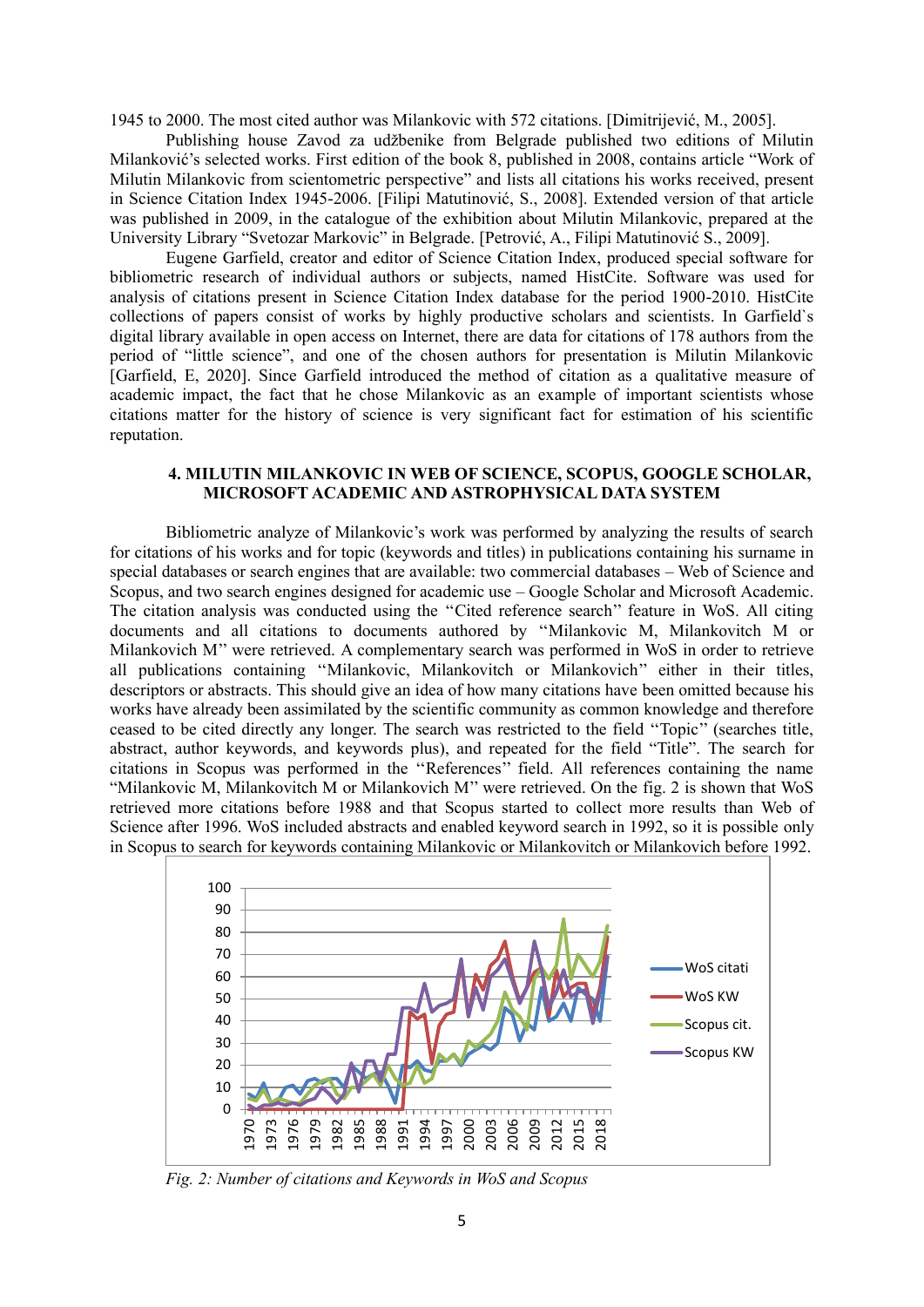1945 to 2000. The most cited author was Milankovic with 572 citations. [Dimitrijević, M., 2005].

Publishing house Zavod za udžbenike from Belgrade published two editions of Milutin Milanković's selected works. First edition of the book 8, published in 2008, contains article "Work of Milutin Milankovic from scientometric perspective" and lists all citations his works received, present in Science Citation Index 1945-2006. [Filipi Matutinović, S., 2008]. Extended version of that article was published in 2009, in the catalogue of the exhibition about Milutin Milankovic, prepared at the University Library "Svetozar Markovic" in Belgrade. [Petrović, A., Filipi Matutinović S., 2009].

Eugene Garfield, creator and editor of Science Citation Index, produced special software for bibliometric research of individual authors or subjects, named HistCite. Software was used for analysis of citations present in Science Citation Index database for the period 1900-2010. HistCite collections of papers consist of works by highly productive scholars and scientists. In Garfield`s digital library available in open access on Internet, there are data for citations of 178 authors from the period of "little science", and one of the chosen authors for presentation is Milutin Milankovic [Garfield, E, 2020]. Since Garfield introduced the method of citation as a qualitative measure of academic impact, the fact that he chose Milankovic as an example of important scientists whose citations matter for the history of science is very significant fact for estimation of his scientific reputation.

## 4. MILUTIN MILANKOVIC IN WEB OF SCIENCE, SCOPUS, GOOGLE SCHOLAR, MICROSOFT ACADEMIC AND ASTROPHYSICAL DATA SYSTEM

Bibliometric analyze of Milankovic's work was performed by analyzing the results of search for citations of his works and for topic (keywords and titles) in publications containing his surname in special databases or search engines that are available: two commercial databases – Web of Science and Scopus, and two search engines designed for academic use – Google Scholar and Microsoft Academic. The citation analysis was conducted using the ''Cited reference search'' feature in WoS. All citing documents and all citations to documents authored by ''Milankovic M, Milankovitch M or Milankovich M'' were retrieved. A complementary search was performed in WoS in order to retrieve all publications containing ''Milankovic, Milankovitch or Milankovich'' either in their titles, descriptors or abstracts. This should give an idea of how many citations have been omitted because his works have already been assimilated by the scientific community as common knowledge and therefore ceased to be cited directly any longer. The search was restricted to the field ''Topic'' (searches title, abstract, author keywords, and keywords plus), and repeated for the field "Title". The search for citations in Scopus was performed in the ''References'' field. All references containing the name "Milankovic M, Milankovitch M or Milankovich M" were retrieved. On the fig. 2 is shown that WoS retrieved more citations before 1988 and that Scopus started to collect more results than Web of Science after 1996. WoS included abstracts and enabled keyword search in 1992, so it is possible only in Scopus to search for keywords containing Milankovic or Milankovitch or Milankovich before 1992.

*Fig. 2: Number of citations and Keywords in WoS and Scopus*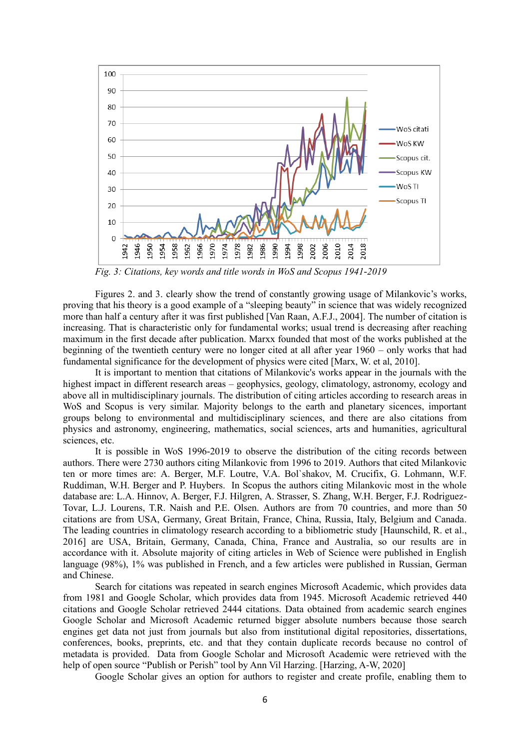*Fig. 3: Citations, key words and title words in WoS and Scopus 1941-2019*

Figures 2. and 3. clearly show the trend of constantly growing usage of Milankovic's works, proving that his theory is a good example of a "sleeping beauty" in science that was widely recognized more than half a century after it was first published [Van Raan, A.F.J., 2004]. The number of citation is increasing. That is characteristic only for fundamental works; usual trend is decreasing after reaching maximum in the first decade after publication. Marxx founded that most of the works published at the beginning of the twentieth century were no longer cited at all after year 1960 – only works that had fundamental significance for the development of physics were cited [Marx, W. et al, 2010].

It is important to mention that citations of Milankovic's works appear in the journals with the highest impact in different research areas – geophysics, geology, climatology, astronomy, ecology and above all in multidisciplinary journals. The distribution of citing articles according to research areas in WoS and Scopus is very similar. Majority belongs to the earth and planetary sicences, important groups belong to environmental and multidisciplinary sciences, and there are also citations from physics and astronomy, engineering, mathematics, social sciences, arts and humanities, agricultural sciences, etc.

It is possible in WoS 1996-2019 to observe the distribution of the citing records between authors. There were 2730 authors citing Milankovic from 1996 to 2019. Authors that cited Milankovic ten or more times are: A. Berger, M.F. Loutre, V.A. Bol`shakov, M. Crucifix, G. Lohmann, W.F. Ruddiman, W.H. Berger and P. Huybers. In Scopus the authors citing Milankovic most in the whole database are: L.A. Hinnov, A. Berger, F.J. Hilgren, A. Strasser, S. Zhang, W.H. Berger, F.J. Rodriguez-Tovar, L.J. Lourens, T.R. Naish and P.E. Olsen. Authors are from 70 countries, and more than 50 citations are from USA, Germany, Great Britain, France, China, Russia, Italy, Belgium and Canada. The leading countries in climatology research according to a bibliometric study [Haunschild, R. et al., 2016] are USA, Britain, Germany, Canada, China, France and Australia, so our results are in accordance with it. Absolute majority of citing articles in Web of Science were published in English language (98%), 1% was published in French, and a few articles were published in Russian, German and Chinese.

Search for citations was repeated in search engines Microsoft Academic, which provides data from 1981 and Google Scholar, which provides data from 1945. Microsoft Academic retrieved 440 citations and Google Scholar retrieved 2444 citations. Data obtained from academic search engines Google Scholar and Microsoft Academic returned bigger absolute numbers because those search engines get data not just from journals but also from institutional digital repositories, dissertations, conferences, books, preprints, etc. and that they contain duplicate records because no control of metadata is provided. Data from Google Scholar and Microsoft Academic were retrieved with the help of open source "Publish or Perish" tool by Ann Vil Harzing. [Harzing, A-W, 2020]

Google Scholar gives an option for authors to register and create profile, enabling them to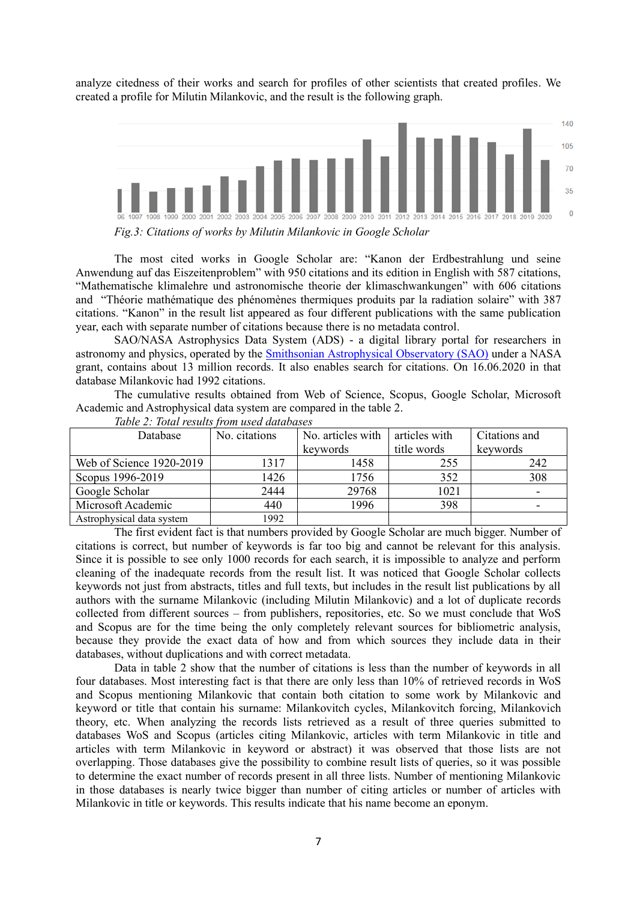analyze citedness of their works and search for profiles of other scientists that created profiles. We created a profile for Milutin Milankovic, and the result is the following graph.

*Fig.3: Citations of works by Milutin Milankovic in Google Scholar*

The most cited works in Google Scholar are: "Kanon der Erdbestrahlung und seine Anwendung auf das Eiszeitenproblem" with 950 citations and its edition in English with 587 citations, "Mathematische klimalehre und astronomische theorie der klimaschwankungen" with 606 citations and "Théorie mathématique des phénomènes thermiques produits par la radiation solaire" with 387 citations. "Kanon" in the result list appeared as four different publications with the same publication year, each with separate number of citations because there is no metadata control.

SAO/NASA Astrophysics Data System (ADS) - a digital library portal for researchers in astronomy and physics, operated by the Smithsonian Astrophysical Observatory (SAO) under a NASA grant, contains about 13 million records. It also enables search for citations. On 16.06.2020 in that database Milankovic had 1992 citations.

The cumulative results obtained from Web of Science, Scopus, Google Scholar, Microsoft Academic and Astrophysical data system are compared in the table 2.

*Table 2: Total results from used databases*

| Database | No. citations | No. articles with keywords | articles with title words | Citations and keywords |
|---|---|---|---|---|
| Web of Science 1920-2019 | 1317 | 1458 | 255 | 242 |
| Scopus 1996-2019 | 1426 | 1756 | 352 | 308 |
| Google Scholar | 2444 | 29768 | 1021 | - |
| Microsoft Academic | 440 | 1996 | 398 | - |
| Astrophysical data system | 1992 | | | |

The first evident fact is that numbers provided by Google Scholar are much bigger. Number of citations is correct, but number of keywords is far too big and cannot be relevant for this analysis. Since it is possible to see only 1000 records for each search, it is impossible to analyze and perform cleaning of the inadequate records from the result list. It was noticed that Google Scholar collects keywords not just from abstracts, titles and full texts, but includes in the result list publications by all authors with the surname Milankovic (including Milutin Milankovic) and a lot of duplicate records collected from different sources – from publishers, repositories, etc. So we must conclude that WoS and Scopus are for the time being the only completely relevant sources for bibliometric analysis, because they provide the exact data of how and from which sources they include data in their databases, without duplications and with correct metadata.

Data in table 2 show that the number of citations is less than the number of keywords in all four databases. Most interesting fact is that there are only less than 10% of retrieved records in WoS and Scopus mentioning Milankovic that contain both citation to some work by Milankovic and keyword or title that contain his surname: Milankovitch cycles, Milankovitch forcing, Milankovich theory, etc. When analyzing the records lists retrieved as a result of three queries submitted to databases WoS and Scopus (articles citing Milankovic, articles with term Milankovic in title and articles with term Milankovic in keyword or abstract) it was observed that those lists are not overlapping. Those databases give the possibility to combine result lists of queries, so it was possible to determine the exact number of records present in all three lists. Number of mentioning Milankovic in those databases is nearly twice bigger than number of citing articles or number of articles with Milankovic in title or keywords. This results indicate that his name become an eponym.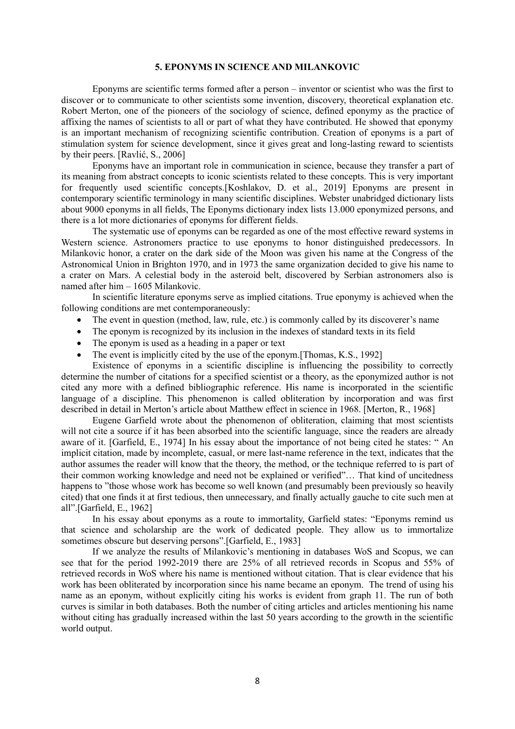## 5. EPONYMS IN SCIENCE AND MILANKOVIC

Eponyms are scientific terms formed after a person – inventor or scientist who was the first to discover or to communicate to other scientists some invention, discovery, theoretical explanation etc. Robert Merton, one of the pioneers of the sociology of science, defined eponymy as the practice of affixing the names of scientists to all or part of what they have contributed. He showed that eponymy is an important mechanism of recognizing scientific contribution. Creation of eponyms is a part of stimulation system for science development, since it gives great and long-lasting reward to scientists by their peers. [Ravlić, S., 2006]

Eponyms have an important role in communication in science, because they transfer a part of its meaning from abstract concepts to iconic scientists related to these concepts. This is very important for frequently used scientific concepts.[Koshlakov, D. et al., 2019] Eponyms are present in contemporary scientific terminology in many scientific disciplines. Webster unabridged dictionary lists about 9000 eponyms in all fields, The Eponyms dictionary index lists 13.000 eponymized persons, and there is a lot more dictionaries of eponyms for different fields.

The systematic use of eponyms can be regarded as one of the most effective reward systems in Western science. Astronomers practice to use eponyms to honor distinguished predecessors. In Milankovic honor, a crater on the dark side of the Moon was given his name at the Congress of the Astronomical Union in Brighton 1970, and in 1973 the same organization decided to give his name to a crater on Mars. A celestial body in the asteroid belt, discovered by Serbian astronomers also is named after him – 1605 Milankovic.

In scientific literature eponyms serve as implied citations. True eponymy is achieved when the following conditions are met contemporaneously:

- The event in question (method, law, rule, etc.) is commonly called by its discoverer's name
- The eponym is recognized by its inclusion in the indexes of standard texts in its field
- The eponym is used as a heading in a paper or text
- The event is implicitly cited by the use of the eponym.[Thomas, K.S., 1992]

Existence of eponyms in a scientific discipline is influencing the possibility to correctly determine the number of citations for a specified scientist or a theory, as the eponymized author is not cited any more with a defined bibliographic reference. His name is incorporated in the scientific language of a discipline. This phenomenon is called obliteration by incorporation and was first described in detail in Merton's article about Matthew effect in science in 1968. [Merton, R., 1968]

Eugene Garfield wrote about the phenomenon of obliteration, claiming that most scientists will not cite a source if it has been absorbed into the scientific language, since the readers are already aware of it. [Garfield, E., 1974] In his essay about the importance of not being cited he states: " An implicit citation, made by incomplete, casual, or mere last-name reference in the text, indicates that the author assumes the reader will know that the theory, the method, or the technique referred to is part of their common working knowledge and need not be explained or verified"… That kind of uncitedness happens to "those whose work has become so well known (and presumably been previously so heavily cited) that one finds it at first tedious, then unnecessary, and finally actually gauche to cite such men at all".[Garfield, E., 1962]

In his essay about eponyms as a route to immortality, Garfield states: "Eponyms remind us that science and scholarship are the work of dedicated people. They allow us to immortalize sometimes obscure but deserving persons".[Garfield, E., 1983]

If we analyze the results of Milankovic's mentioning in databases WoS and Scopus, we can see that for the period 1992-2019 there are 25% of all retrieved records in Scopus and 55% of retrieved records in WoS where his name is mentioned without citation. That is clear evidence that his work has been obliterated by incorporation since his name became an eponym. The trend of using his name as an eponym, without explicitly citing his works is evident from graph 11. The run of both curves is similar in both databases. Both the number of citing articles and articles mentioning his name without citing has gradually increased within the last 50 years according to the growth in the scientific world output.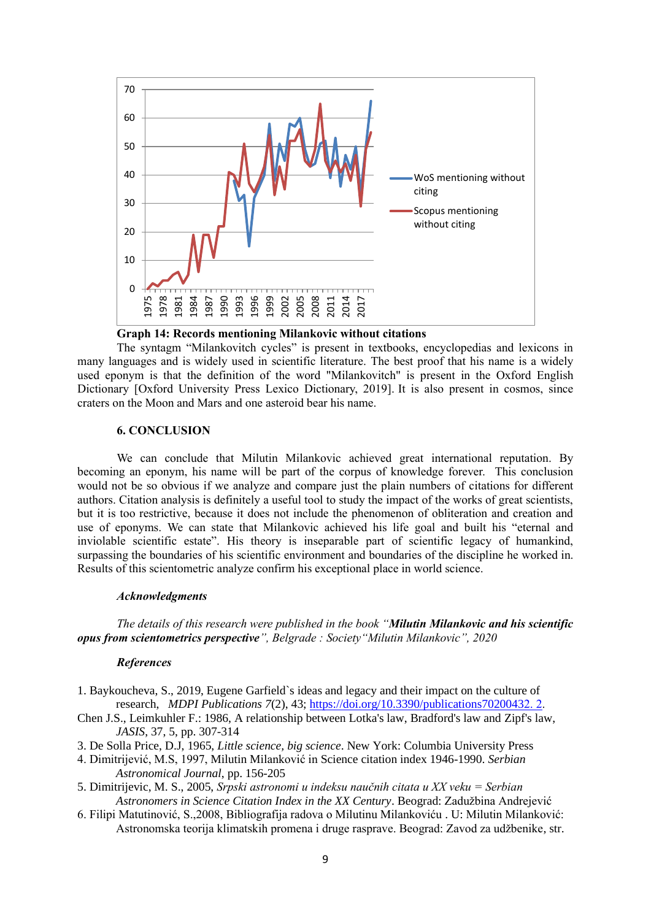**Graph 14: Records mentioning Milankovic without citations**

The syntagm "Milankovitch cycles" is present in textbooks, encyclopedias and lexicons in many languages and is widely used in scientific literature. The best proof that his name is a widely used eponym is that the definition of the word "Milankovitch" is present in the Oxford English Dictionary [Oxford University Press Lexico Dictionary, 2019]. It is also present in cosmos, since craters on the Moon and Mars and one asteroid bear his name.

## 6. CONCLUSION

We can conclude that Milutin Milankovic achieved great international reputation. By becoming an eponym, his name will be part of the corpus of knowledge forever. This conclusion would not be so obvious if we analyze and compare just the plain numbers of citations for different authors. Citation analysis is definitely a useful tool to study the impact of the works of great scientists, but it is too restrictive, because it does not include the phenomenon of obliteration and creation and use of eponyms. We can state that Milankovic achieved his life goal and built his "eternal and inviolable scientific estate". His theory is inseparable part of scientific legacy of humankind, surpassing the boundaries of his scientific environment and boundaries of the discipline he worked in. Results of this scientometric analyze confirm his exceptional place in world science.

### *Acknowledgments*

*The details of this research were published in the book "**Milutin Milankovic and his scientific opus from scientometrics perspective**", Belgrade : Society "Milutin Milankovic", 2020*

### *References*

1. Baykoucheva, S., 2019, Eugene Garfield`s ideas and legacy and their impact on the culture of research, *MDPI Publications 7*(2), 43; https://doi.org/10.3390/publications70200432. 2.

Chen J.S., Leimkuhler F.: 1986, A relationship between Lotka's law, Bradford's law and Zipf's law, *JASIS*, 37, 5, pp. 307-314

3. De Solla Price, D.J, 1965, *Little science, big science*. New York: Columbia University Press
4. Dimitrijević, M.S, 1997, Milutin Milanković in Science citation index 1946-1990. *Serbian Astronomical Journal*, pp. 156-205
5. Dimitrijevic, M. S., 2005, *Srpski astronomi u indeksu naučnih citata u XX veku = Serbian Astronomers in Science Citation Index in the XX Century*. Beograd: Zadužbina Andrejević
6. Filipi Matutinović, S.,2008, Bibliografija radova o Milutinu Milankoviću . U: Milutin Milanković: Astronomska teorija klimatskih promena i druge rasprave. Beograd: Zavod za udžbenike, str.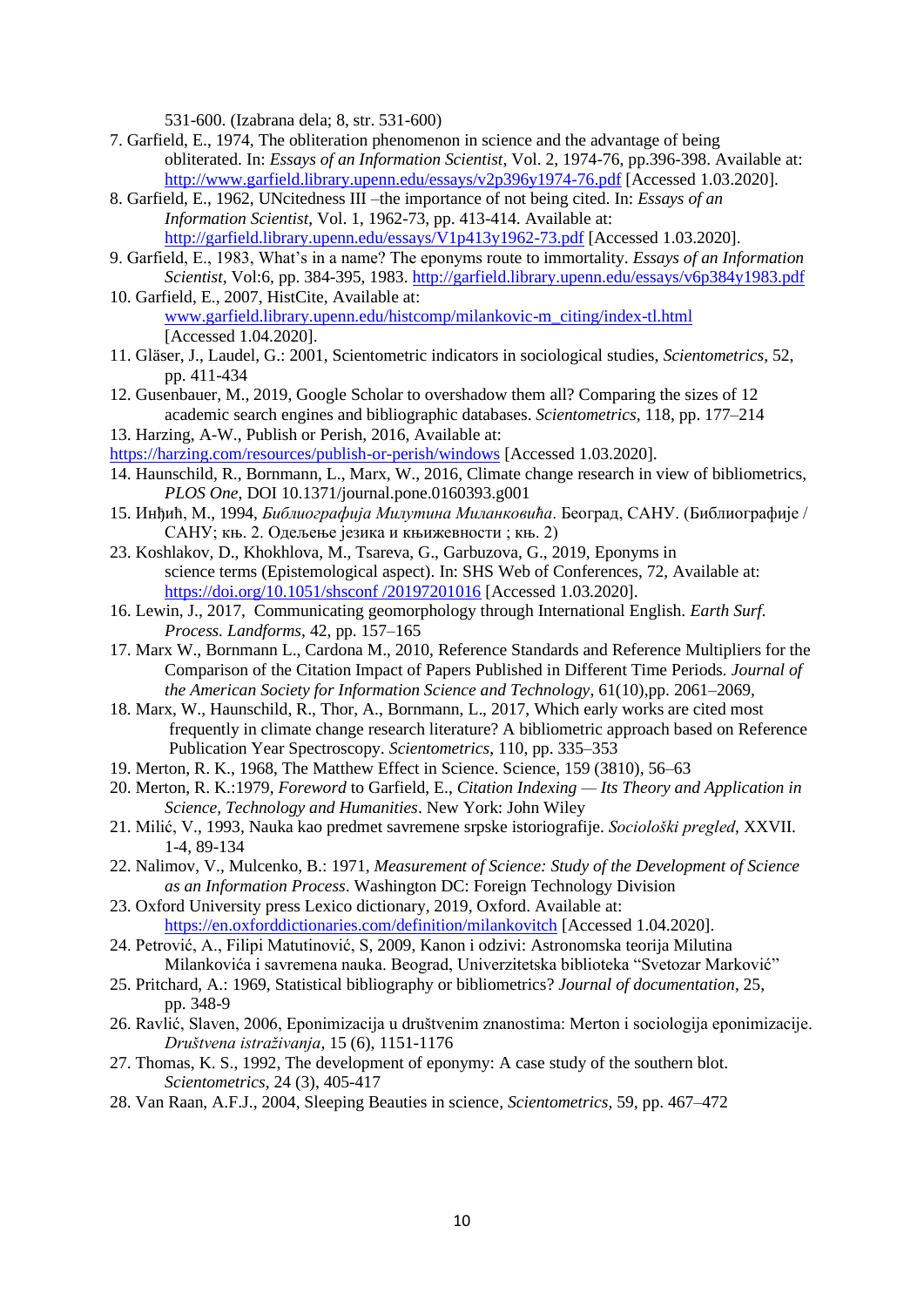531-600. (Izabrana dela; 8, str. 531-600)

7. Garfield, E., 1974, The obliteration phenomenon in science and the advantage of being obliterated. In: *Essays of an Information Scientist*, Vol. 2, 1974-76, pp.396-398. Available at: http://www.garfield.library.upenn.edu/essays/v2p396y1974-76.pdf [Accessed 1.03.2020].
8. Garfield, E., 1962, UNcitedness III –the importance of not being cited. In: *Essays of an Information Scientist*, Vol. 1, 1962-73, pp. 413-414. Available at: http://garfield.library.upenn.edu/essays/V1p413y1962-73.pdf [Accessed 1.03.2020].
9. Garfield, E., 1983, What's in a name? The eponyms route to immortality. *Essays of an Information Scientist*, Vol:6, pp. 384-395, 1983. http://garfield.library.upenn.edu/essays/v6p384y1983.pdf
10. Garfield, E., 2007, HistCite, Available at: www.garfield.library.upenn.edu/histcomp/milankovic-m_citing/index-tl.html [Accessed 1.04.2020].
11. Gläser, J., Laudel, G.: 2001, Scientometric indicators in sociological studies, *Scientometrics*, 52, pp. 411-434
12. Gusenbauer, M., 2019, Google Scholar to overshadow them all? Comparing the sizes of 12 academic search engines and bibliographic databases. *Scientometrics*, 118, pp. 177–214
13. Harzing, A-W., Publish or Perish, 2016, Available at: https://harzing.com/resources/publish-or-perish/windows [Accessed 1.03.2020].
14. Haunschild, R., Bornmann, L., Marx, W., 2016, Climate change research in view of bibliometrics, *PLOS One*, DOI 10.1371/journal.pone.0160393.g001
15. Инђић, М., 1994, *Библиографија Милутина Миланковића*. Београд, САНУ. (Библиографије / САНУ; књ. 2. Одељење језика и књижевности ; књ. 2)
23. Koshlakov, D., Khokhlova, M., Tsareva, G., Garbuzova, G., 2019, Eponyms in science terms (Epistemological aspect). In: SHS Web of Conferences, 72, Available at: https://doi.org/10.1051/shsconf /20197201016 [Accessed 1.03.2020].
16. Lewin, J., 2017, Communicating geomorphology through International English. *Earth Surf. Process. Landforms*, 42, pp. 157–165
17. Marx W., Bornmann L., Cardona M., 2010, Reference Standards and Reference Multipliers for the Comparison of the Citation Impact of Papers Published in Different Time Periods. *Journal of the American Society for Information Science and Technology*, 61(10),pp. 2061–2069,
18. Marx, W., Haunschild, R., Thor, A., Bornmann, L., 2017, Which early works are cited most frequently in climate change research literature? A bibliometric approach based on Reference Publication Year Spectroscopy. *Scientometrics*, 110, pp. 335–353
19. Merton, R. K., 1968, The Matthew Effect in Science. Science, 159 (3810), 56–63
20. Merton, R. K.:1979, *Foreword* to Garfield, E., *Citation Indexing — Its Theory and Application in Science, Technology and Humanities*. New York: John Wiley
21. Milić, V., 1993, Nauka kao predmet savremene srpske istoriografije. *Sociološki pregled*, XXVII. 1-4, 89-134
22. Nalimov, V., Mulcenko, B.: 1971, *Measurement of Science: Study of the Development of Science as an Information Process*. Washington DC: Foreign Technology Division
23. Oxford University press Lexico dictionary, 2019, Oxford. Available at: https://en.oxforddictionaries.com/definition/milankovitch [Accessed 1.04.2020].
24. Petrović, A., Filipi Matutinović, S, 2009, Kanon i odzivi: Astronomska teorija Milutina Milankovića i savremena nauka. Beograd, Univerzitetska biblioteka "Svetozar Marković"
25. Pritchard, A.: 1969, Statistical bibliography or bibliometrics? *Journal of documentation*, 25, pp. 348-9
26. Ravlić, Slaven, 2006, Eponimizacija u društvenim znanostima: Merton i sociologija eponimizacije. *Društvena istraživanja*, 15 (6), 1151-1176
27. Thomas, K. S., 1992, The development of eponymy: A case study of the southern blot. *Scientometrics*, 24 (3), 405-417
28. Van Raan, A.F.J., 2004, Sleeping Beauties in science, *Scientometrics*, 59, pp. 467–472